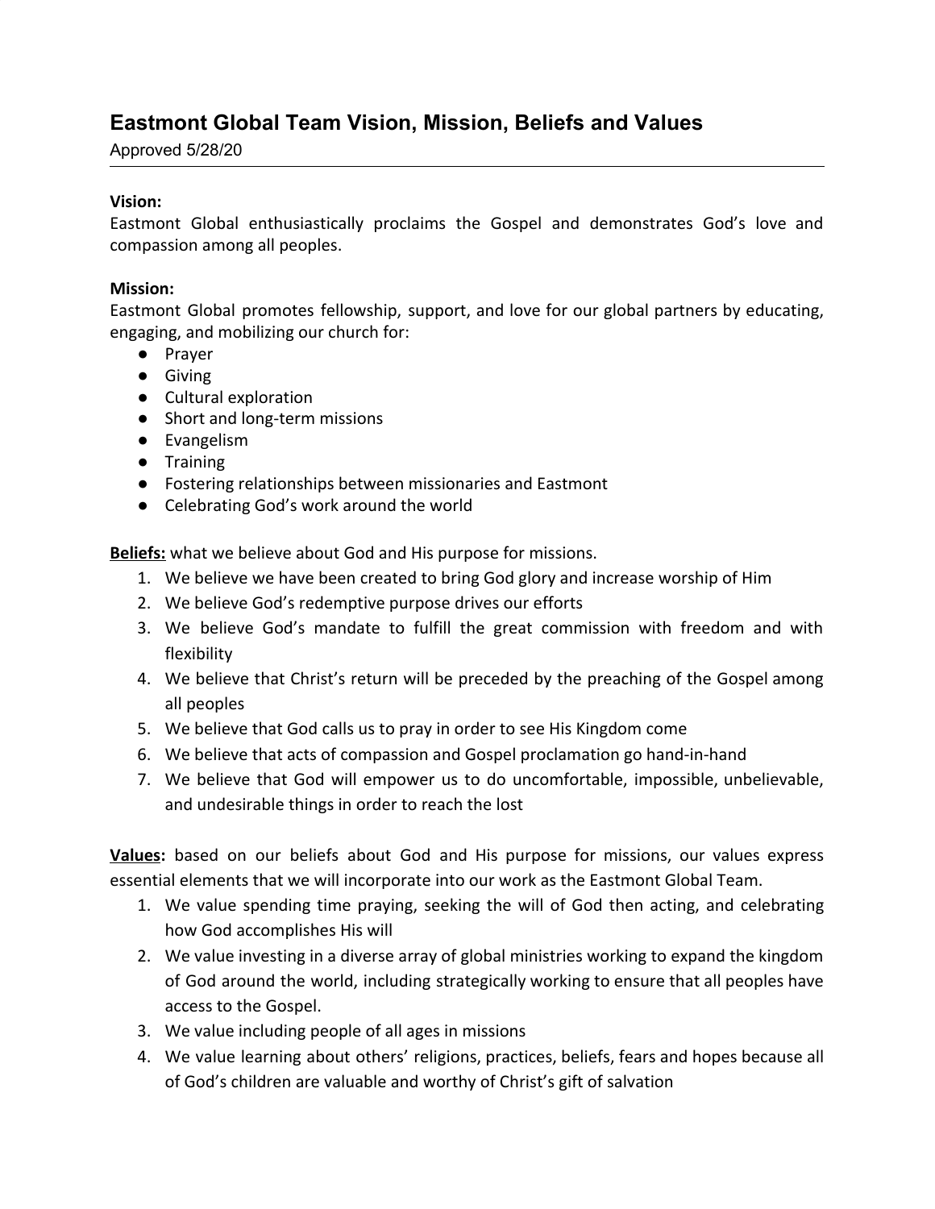# Eastmont Global Team Vision, Mission, Beliefs and Values

Approved 5/28/20

---

**Vision:**
Eastmont Global enthusiastically proclaims the Gospel and demonstrates God's love and compassion among all peoples.

**Mission:**
Eastmont Global promotes fellowship, support, and love for our global partners by educating, engaging, and mobilizing our church for:

- Prayer
- Giving
- Cultural exploration
- Short and long-term missions
- Evangelism
- Training
- Fostering relationships between missionaries and Eastmont
- Celebrating God's work around the world

**<u>Beliefs:</u>** what we believe about God and His purpose for missions.

1. We believe we have been created to bring God glory and increase worship of Him
2. We believe God's redemptive purpose drives our efforts
3. We believe God's mandate to fulfill the great commission with freedom and with flexibility
4. We believe that Christ's return will be preceded by the preaching of the Gospel among all peoples
5. We believe that God calls us to pray in order to see His Kingdom come
6. We believe that acts of compassion and Gospel proclamation go hand-in-hand
7. We believe that God will empower us to do uncomfortable, impossible, unbelievable, and undesirable things in order to reach the lost

**<u>Values</u>:** based on our beliefs about God and His purpose for missions, our values express essential elements that we will incorporate into our work as the Eastmont Global Team.

1. We value spending time praying, seeking the will of God then acting, and celebrating how God accomplishes His will
2. We value investing in a diverse array of global ministries working to expand the kingdom of God around the world, including strategically working to ensure that all peoples have access to the Gospel.
3. We value including people of all ages in missions
4. We value learning about others' religions, practices, beliefs, fears and hopes because all of God's children are valuable and worthy of Christ's gift of salvation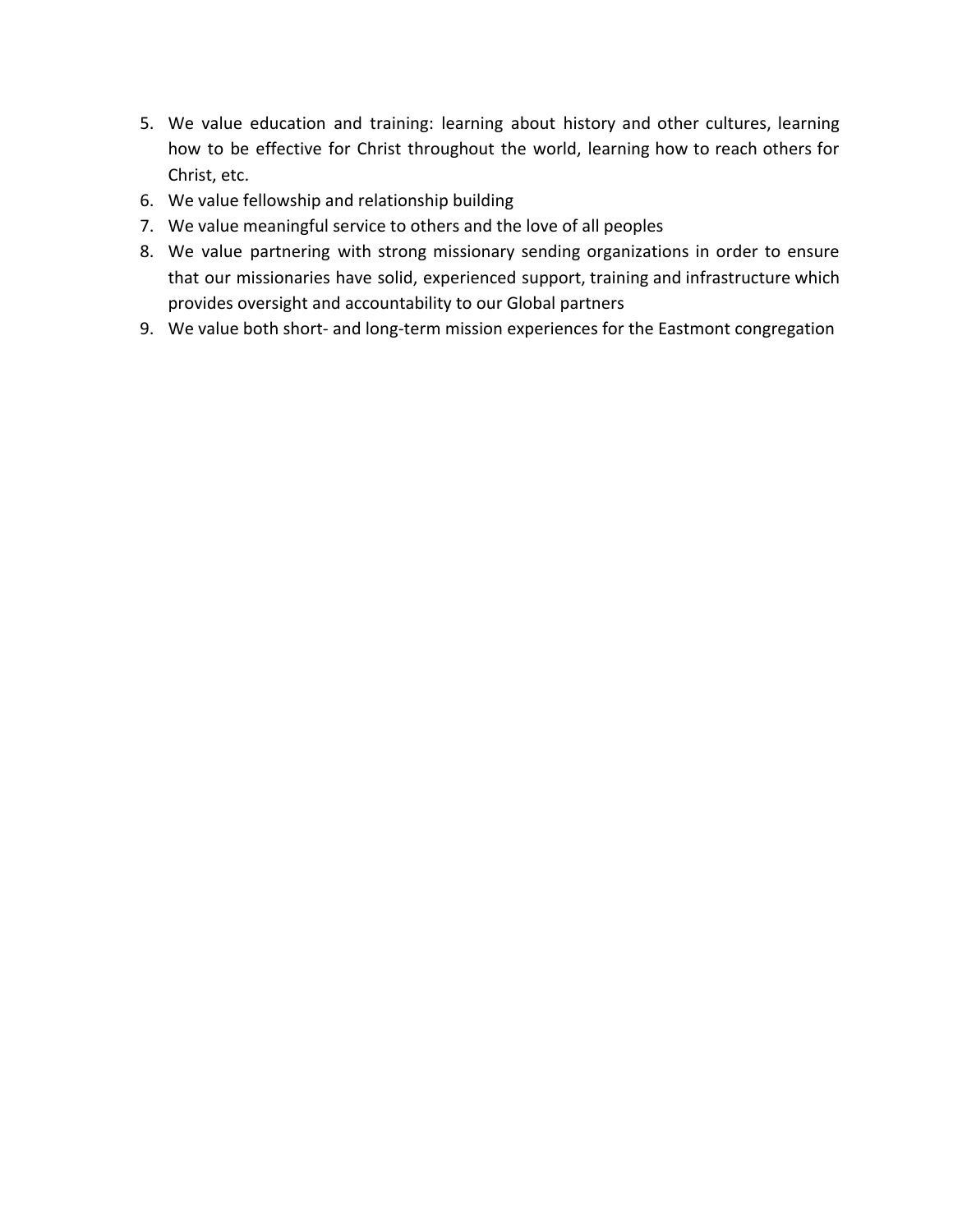5. We value education and training: learning about history and other cultures, learning how to be effective for Christ throughout the world, learning how to reach others for Christ, etc.
6. We value fellowship and relationship building
7. We value meaningful service to others and the love of all peoples
8. We value partnering with strong missionary sending organizations in order to ensure that our missionaries have solid, experienced support, training and infrastructure which provides oversight and accountability to our Global partners
9. We value both short- and long-term mission experiences for the Eastmont congregation